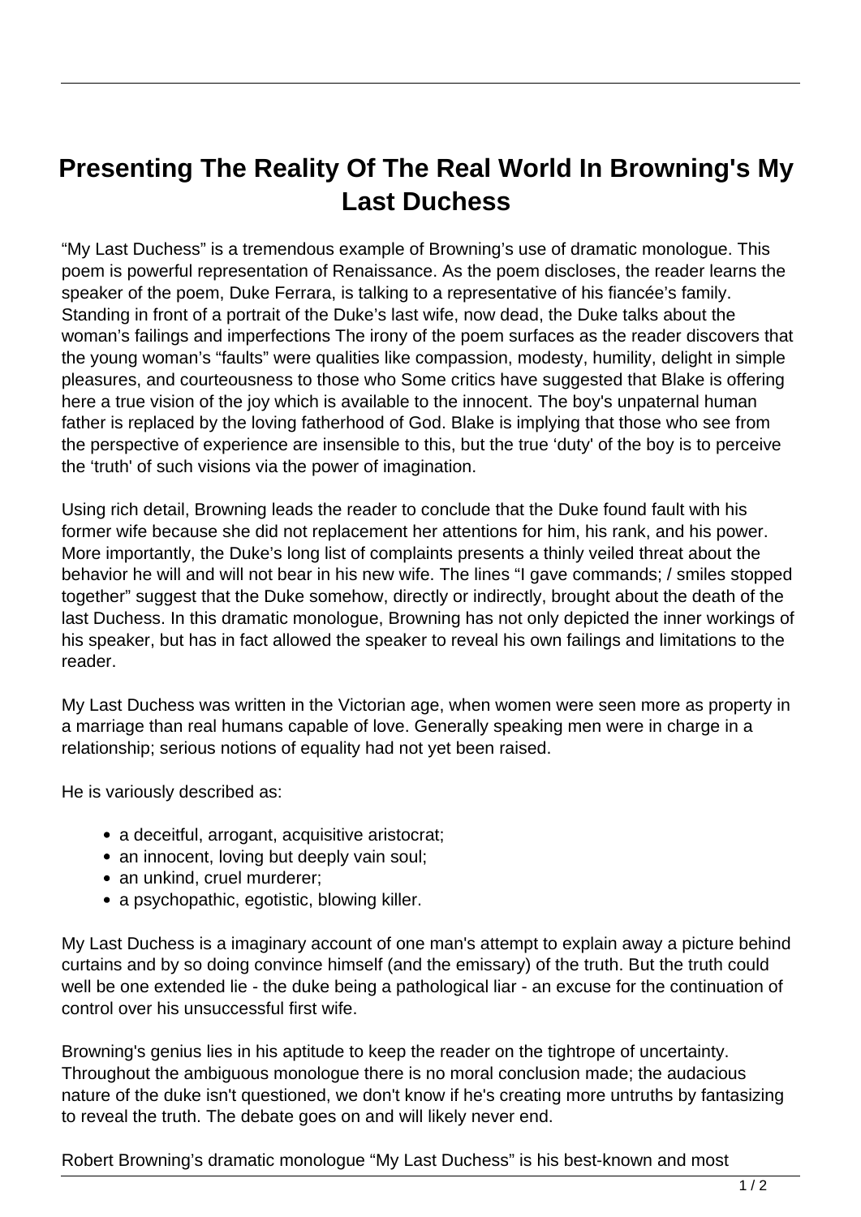# Presenting The Reality Of The Real World In Browning's My Last Duchess

“My Last Duchess” is a tremendous example of Browning’s use of dramatic monologue. This poem is powerful representation of Renaissance. As the poem discloses, the reader learns the speaker of the poem, Duke Ferrara, is talking to a representative of his fiancée’s family. Standing in front of a portrait of the Duke’s last wife, now dead, the Duke talks about the woman’s failings and imperfections The irony of the poem surfaces as the reader discovers that the young woman’s “faults” were qualities like compassion, modesty, humility, delight in simple pleasures, and courteousness to those who Some critics have suggested that Blake is offering here a true vision of the joy which is available to the innocent. The boy's unpaternal human father is replaced by the loving fatherhood of God. Blake is implying that those who see from the perspective of experience are insensible to this, but the true ‘duty' of the boy is to perceive the ‘truth' of such visions via the power of imagination.

Using rich detail, Browning leads the reader to conclude that the Duke found fault with his former wife because she did not replacement her attentions for him, his rank, and his power. More importantly, the Duke’s long list of complaints presents a thinly veiled threat about the behavior he will and will not bear in his new wife. The lines “I gave commands; / smiles stopped together” suggest that the Duke somehow, directly or indirectly, brought about the death of the last Duchess. In this dramatic monologue, Browning has not only depicted the inner workings of his speaker, but has in fact allowed the speaker to reveal his own failings and limitations to the reader.

My Last Duchess was written in the Victorian age, when women were seen more as property in a marriage than real humans capable of love. Generally speaking men were in charge in a relationship; serious notions of equality had not yet been raised.

He is variously described as:

- a deceitful, arrogant, acquisitive aristocrat;
- an innocent, loving but deeply vain soul;
- an unkind, cruel murderer;
- a psychopathic, egotistic, blowing killer.

My Last Duchess is a imaginary account of one man's attempt to explain away a picture behind curtains and by so doing convince himself (and the emissary) of the truth. But the truth could well be one extended lie - the duke being a pathological liar - an excuse for the continuation of control over his unsuccessful first wife.

Browning's genius lies in his aptitude to keep the reader on the tightrope of uncertainty. Throughout the ambiguous monologue there is no moral conclusion made; the audacious nature of the duke isn't questioned, we don't know if he's creating more untruths by fantasizing to reveal the truth. The debate goes on and will likely never end.

Robert Browning’s dramatic monologue “My Last Duchess” is his best-known and most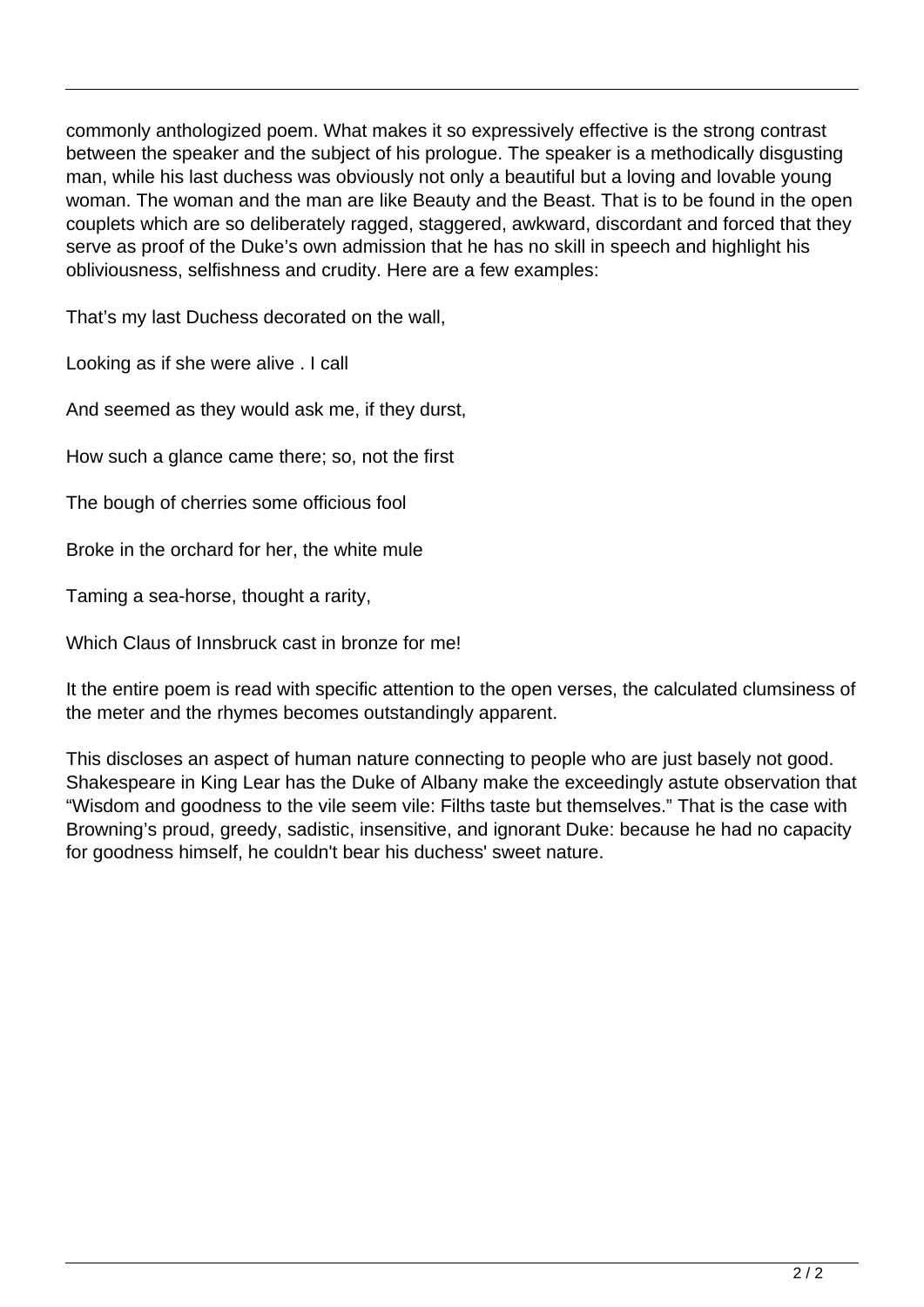commonly anthologized poem. What makes it so expressively effective is the strong contrast between the speaker and the subject of his prologue. The speaker is a methodically disgusting man, while his last duchess was obviously not only a beautiful but a loving and lovable young woman. The woman and the man are like Beauty and the Beast. That is to be found in the open couplets which are so deliberately ragged, staggered, awkward, discordant and forced that they serve as proof of the Duke's own admission that he has no skill in speech and highlight his obliviousness, selfishness and crudity. Here are a few examples:

That's my last Duchess decorated on the wall,

Looking as if she were alive . I call

And seemed as they would ask me, if they durst,

How such a glance came there; so, not the first

The bough of cherries some officious fool

Broke in the orchard for her, the white mule

Taming a sea-horse, thought a rarity,

Which Claus of Innsbruck cast in bronze for me!

It the entire poem is read with specific attention to the open verses, the calculated clumsiness of the meter and the rhymes becomes outstandingly apparent.

This discloses an aspect of human nature connecting to people who are just basely not good. Shakespeare in King Lear has the Duke of Albany make the exceedingly astute observation that "Wisdom and goodness to the vile seem vile: Filths taste but themselves." That is the case with Browning's proud, greedy, sadistic, insensitive, and ignorant Duke: because he had no capacity for goodness himself, he couldn't bear his duchess' sweet nature.